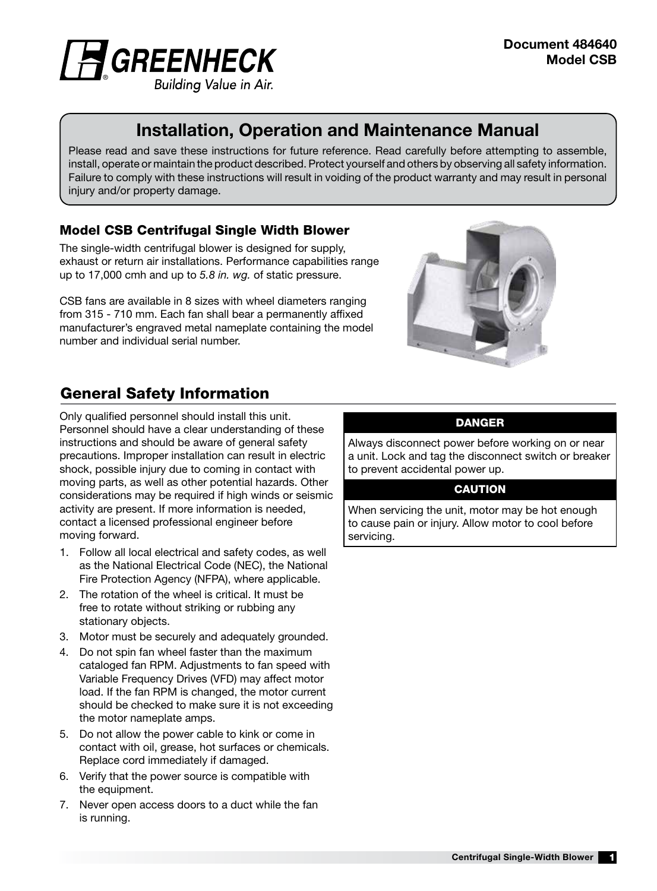**Document 484640**
**Model CSB**

GREENHECK
Building Value in Air.

# Installation, Operation and Maintenance Manual

Please read and save these instructions for future reference. Read carefully before attempting to assemble, install, operate or maintain the product described. Protect yourself and others by observing all safety information. Failure to comply with these instructions will result in voiding of the product warranty and may result in personal injury and/or property damage.

### Model CSB Centrifugal Single Width Blower

The single-width centrifugal blower is designed for supply, exhaust or return air installations. Performance capabilities range up to 17,000 cmh and up to *5.8 in. wg.* of static pressure.

CSB fans are available in 8 sizes with wheel diameters ranging from 315 - 710 mm. Each fan shall bear a permanently affixed manufacturer's engraved metal nameplate containing the model number and individual serial number.

## General Safety Information

Only qualified personnel should install this unit. Personnel should have a clear understanding of these instructions and should be aware of general safety precautions. Improper installation can result in electric shock, possible injury due to coming in contact with moving parts, as well as other potential hazards. Other considerations may be required if high winds or seismic activity are present. If more information is needed, contact a licensed professional engineer before moving forward.

1. Follow all local electrical and safety codes, as well as the National Electrical Code (NEC), the National Fire Protection Agency (NFPA), where applicable.
2. The rotation of the wheel is critical. It must be free to rotate without striking or rubbing any stationary objects.
3. Motor must be securely and adequately grounded.
4. Do not spin fan wheel faster than the maximum cataloged fan RPM. Adjustments to fan speed with Variable Frequency Drives (VFD) may affect motor load. If the fan RPM is changed, the motor current should be checked to make sure it is not exceeding the motor nameplate amps.
5. Do not allow the power cable to kink or come in contact with oil, grease, hot surfaces or chemicals. Replace cord immediately if damaged.
6. Verify that the power source is compatible with the equipment.
7. Never open access doors to a duct while the fan is running.

**DANGER**

Always disconnect power before working on or near a unit. Lock and tag the disconnect switch or breaker to prevent accidental power up.

**CAUTION**

When servicing the unit, motor may be hot enough to cause pain or injury. Allow motor to cool before servicing.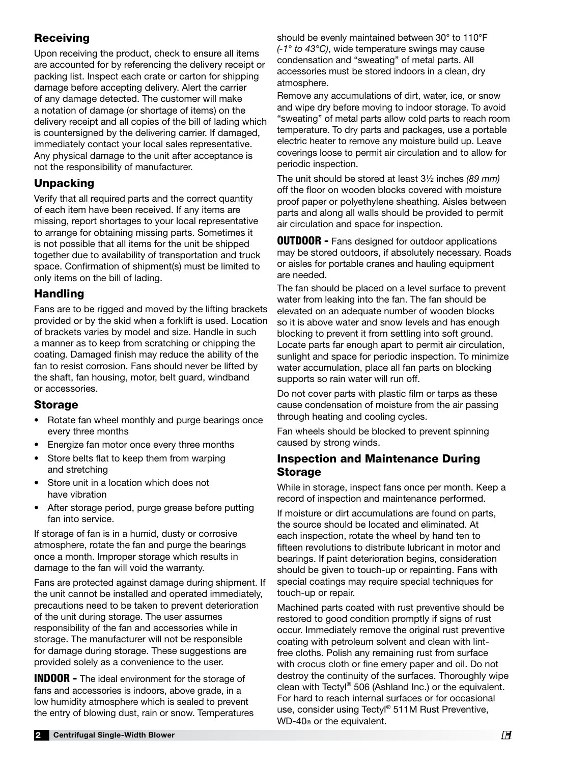## Receiving

Upon receiving the product, check to ensure all items are accounted for by referencing the delivery receipt or packing list. Inspect each crate or carton for shipping damage before accepting delivery. Alert the carrier of any damage detected. The customer will make a notation of damage (or shortage of items) on the delivery receipt and all copies of the bill of lading which is countersigned by the delivering carrier. If damaged, immediately contact your local sales representative. Any physical damage to the unit after acceptance is not the responsibility of manufacturer.

## Unpacking

Verify that all required parts and the correct quantity of each item have been received. If any items are missing, report shortages to your local representative to arrange for obtaining missing parts. Sometimes it is not possible that all items for the unit be shipped together due to availability of transportation and truck space. Confirmation of shipment(s) must be limited to only items on the bill of lading.

## Handling

Fans are to be rigged and moved by the lifting brackets provided or by the skid when a forklift is used. Location of brackets varies by model and size. Handle in such a manner as to keep from scratching or chipping the coating. Damaged finish may reduce the ability of the fan to resist corrosion. Fans should never be lifted by the shaft, fan housing, motor, belt guard, windband or accessories.

## Storage

- Rotate fan wheel monthly and purge bearings once every three months
- Energize fan motor once every three months
- Store belts flat to keep them from warping and stretching
- Store unit in a location which does not have vibration
- After storage period, purge grease before putting fan into service.

If storage of fan is in a humid, dusty or corrosive atmosphere, rotate the fan and purge the bearings once a month. Improper storage which results in damage to the fan will void the warranty.

Fans are protected against damage during shipment. If the unit cannot be installed and operated immediately, precautions need to be taken to prevent deterioration of the unit during storage. The user assumes responsibility of the fan and accessories while in storage. The manufacturer will not be responsible for damage during storage. These suggestions are provided solely as a convenience to the user.

**INDOOR -** The ideal environment for the storage of fans and accessories is indoors, above grade, in a low humidity atmosphere which is sealed to prevent the entry of blowing dust, rain or snow. Temperatures should be evenly maintained between 30° to 110°F *(-1° to 43°C)*, wide temperature swings may cause condensation and "sweating" of metal parts. All accessories must be stored indoors in a clean, dry atmosphere.

Remove any accumulations of dirt, water, ice, or snow and wipe dry before moving to indoor storage. To avoid "sweating" of metal parts allow cold parts to reach room temperature. To dry parts and packages, use a portable electric heater to remove any moisture build up. Leave coverings loose to permit air circulation and to allow for periodic inspection.

The unit should be stored at least 3½ inches *(89 mm)* off the floor on wooden blocks covered with moisture proof paper or polyethylene sheathing. Aisles between parts and along all walls should be provided to permit air circulation and space for inspection.

**OUTDOOR -** Fans designed for outdoor applications may be stored outdoors, if absolutely necessary. Roads or aisles for portable cranes and hauling equipment are needed.

The fan should be placed on a level surface to prevent water from leaking into the fan. The fan should be elevated on an adequate number of wooden blocks so it is above water and snow levels and has enough blocking to prevent it from settling into soft ground. Locate parts far enough apart to permit air circulation, sunlight and space for periodic inspection. To minimize water accumulation, place all fan parts on blocking supports so rain water will run off.

Do not cover parts with plastic film or tarps as these cause condensation of moisture from the air passing through heating and cooling cycles.

Fan wheels should be blocked to prevent spinning caused by strong winds.

## Inspection and Maintenance During Storage

While in storage, inspect fans once per month. Keep a record of inspection and maintenance performed.

If moisture or dirt accumulations are found on parts, the source should be located and eliminated. At each inspection, rotate the wheel by hand ten to fifteen revolutions to distribute lubricant in motor and bearings. If paint deterioration begins, consideration should be given to touch-up or repainting. Fans with special coatings may require special techniques for touch-up or repair.

Machined parts coated with rust preventive should be restored to good condition promptly if signs of rust occur. Immediately remove the original rust preventive coating with petroleum solvent and clean with lint-free cloths. Polish any remaining rust from surface with crocus cloth or fine emery paper and oil. Do not destroy the continuity of the surfaces. Thoroughly wipe clean with Tectyl® 506 (Ashland Inc.) or the equivalent. For hard to reach internal surfaces or for occasional use, consider using Tectyl® 511M Rust Preventive, WD-40® or the equivalent.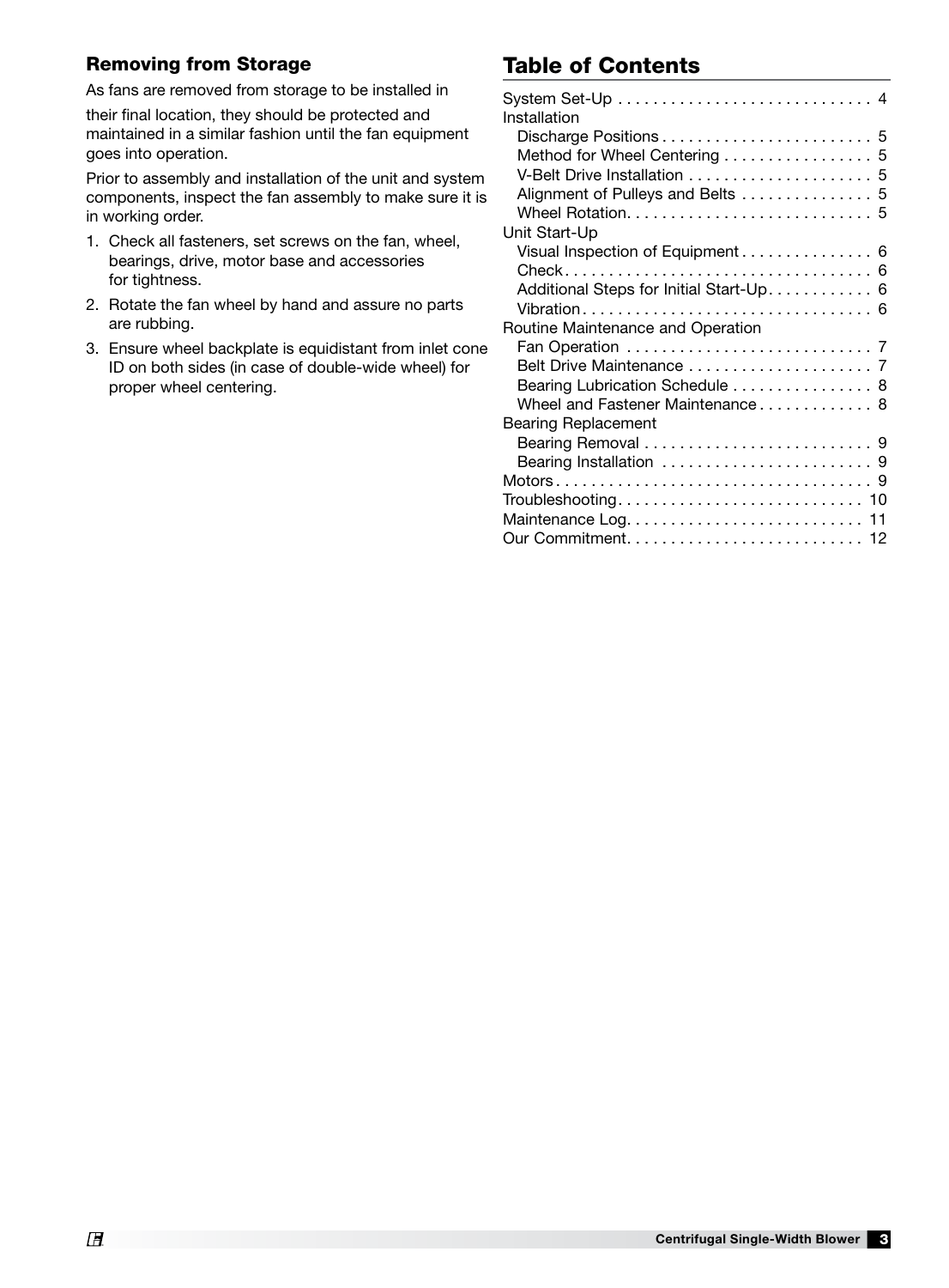## Removing from Storage

As fans are removed from storage to be installed in their final location, they should be protected and maintained in a similar fashion until the fan equipment goes into operation.

Prior to assembly and installation of the unit and system components, inspect the fan assembly to make sure it is in working order.

1. Check all fasteners, set screws on the fan, wheel, bearings, drive, motor base and accessories for tightness.
2. Rotate the fan wheel by hand and assure no parts are rubbing.
3. Ensure wheel backplate is equidistant from inlet cone ID on both sides (in case of double-wide wheel) for proper wheel centering.

## Table of Contents

System Set-Up . . . . . . . . . . . . . . . . . . . . . . . . . . . . . 4
Installation
- Discharge Positions . . . . . . . . . . . . . . . . . . . . . . . . 5
- Method for Wheel Centering . . . . . . . . . . . . . . . . . 5
- V-Belt Drive Installation . . . . . . . . . . . . . . . . . . . . . 5
- Alignment of Pulleys and Belts . . . . . . . . . . . . . . . 5
- Wheel Rotation. . . . . . . . . . . . . . . . . . . . . . . . . . . . 5

Unit Start-Up
- Visual Inspection of Equipment . . . . . . . . . . . . . . . 6
- Check. . . . . . . . . . . . . . . . . . . . . . . . . . . . . . . . . . . 6
- Additional Steps for Initial Start-Up. . . . . . . . . . . . 6
- Vibration. . . . . . . . . . . . . . . . . . . . . . . . . . . . . . . . . 6

Routine Maintenance and Operation
- Fan Operation . . . . . . . . . . . . . . . . . . . . . . . . . . . . 7
- Belt Drive Maintenance . . . . . . . . . . . . . . . . . . . . . 7
- Bearing Lubrication Schedule . . . . . . . . . . . . . . . . 8
- Wheel and Fastener Maintenance . . . . . . . . . . . . . 8

Bearing Replacement
- Bearing Removal . . . . . . . . . . . . . . . . . . . . . . . . . . 9
- Bearing Installation . . . . . . . . . . . . . . . . . . . . . . . . 9

Motors. . . . . . . . . . . . . . . . . . . . . . . . . . . . . . . . . . . . 9
Troubleshooting. . . . . . . . . . . . . . . . . . . . . . . . . . . . 10
Maintenance Log. . . . . . . . . . . . . . . . . . . . . . . . . . . 11
Our Commitment. . . . . . . . . . . . . . . . . . . . . . . . . . . 12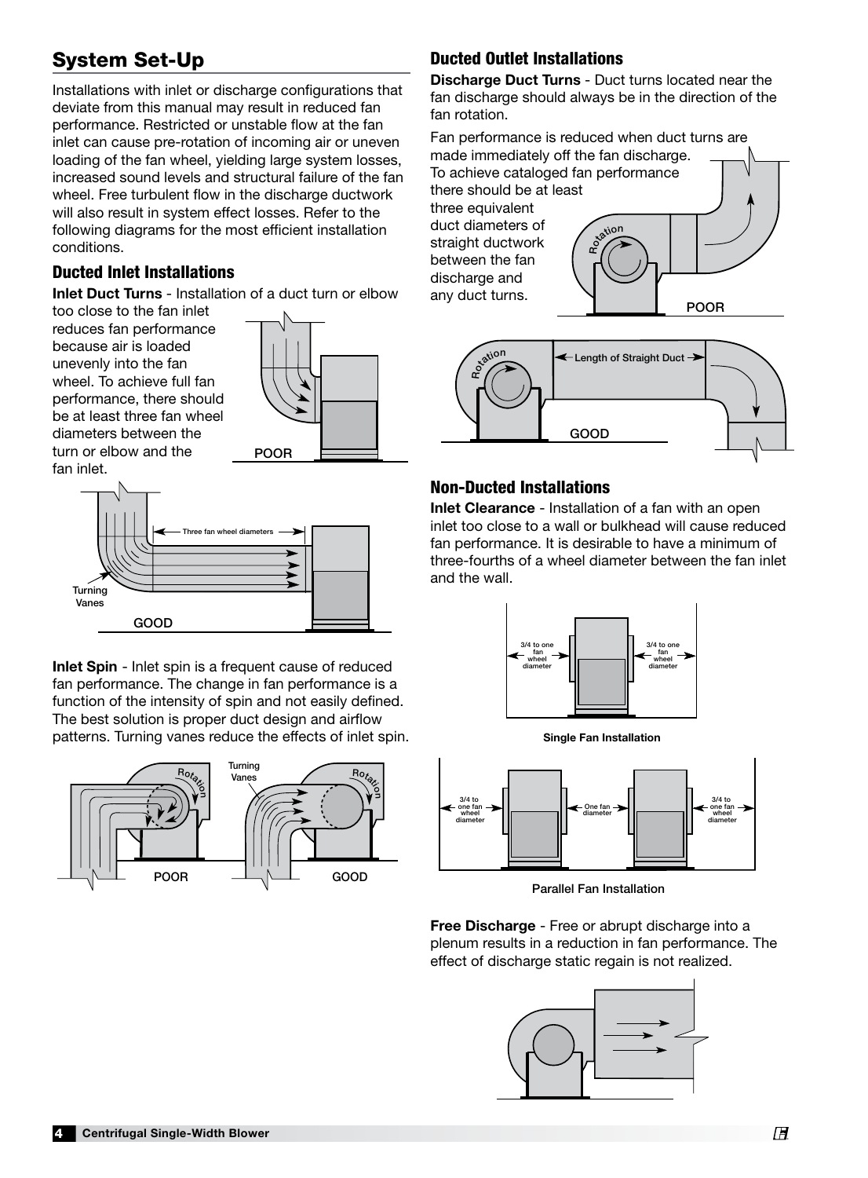## System Set-Up

Installations with inlet or discharge configurations that deviate from this manual may result in reduced fan performance. Restricted or unstable flow at the fan inlet can cause pre-rotation of incoming air or uneven loading of the fan wheel, yielding large system losses, increased sound levels and structural failure of the fan wheel. Free turbulent flow in the discharge ductwork will also result in system effect losses. Refer to the following diagrams for the most efficient installation conditions.

### Ducted Inlet Installations

**Inlet Duct Turns** - Installation of a duct turn or elbow too close to the fan inlet reduces fan performance because air is loaded unevenly into the fan wheel. To achieve full fan performance, there should be at least three fan wheel diameters between the turn or elbow and the fan inlet.

POOR

Three fan wheel diameters

Turning Vanes

GOOD

**Inlet Spin** - Inlet spin is a frequent cause of reduced fan performance. The change in fan performance is a function of the intensity of spin and not easily defined. The best solution is proper duct design and airflow patterns. Turning vanes reduce the effects of inlet spin.

Rotation | Turning Vanes | Rotation

POOR | GOOD

### Ducted Outlet Installations

**Discharge Duct Turns** - Duct turns located near the fan discharge should always be in the direction of the fan rotation.

Fan performance is reduced when duct turns are made immediately off the fan discharge. To achieve cataloged fan performance there should be at least three equivalent duct diameters of straight ductwork between the fan discharge and any duct turns.

Rotation

POOR

Rotation | Length of Straight Duct

GOOD

### Non-Ducted Installations

**Inlet Clearance** - Installation of a fan with an open inlet too close to a wall or bulkhead will cause reduced fan performance. It is desirable to have a minimum of three-fourths of a wheel diameter between the fan inlet and the wall.

3/4 to one fan wheel diameter | 3/4 to one fan wheel diameter

Single Fan Installation

3/4 to one fan wheel diameter | One fan diameter | 3/4 to one fan wheel diameter

Parallel Fan Installation

**Free Discharge** - Free or abrupt discharge into a plenum results in a reduction in fan performance. The effect of discharge static regain is not realized.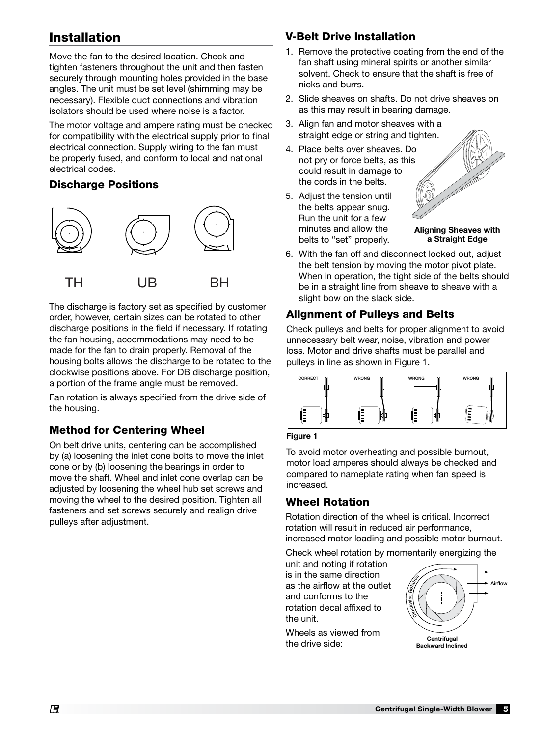## Installation

Move the fan to the desired location. Check and tighten fasteners throughout the unit and then fasten securely through mounting holes provided in the base angles. The unit must be set level (shimming may be necessary). Flexible duct connections and vibration isolators should be used where noise is a factor.

The motor voltage and ampere rating must be checked for compatibility with the electrical supply prior to final electrical connection. Supply wiring to the fan must be properly fused, and conform to local and national electrical codes.

### Discharge Positions

TH UB BH

The discharge is factory set as specified by customer order, however, certain sizes can be rotated to other discharge positions in the field if necessary. If rotating the fan housing, accommodations may need to be made for the fan to drain properly. Removal of the housing bolts allows the discharge to be rotated to the clockwise positions above. For DB discharge position, a portion of the frame angle must be removed.

Fan rotation is always specified from the drive side of the housing.

### Method for Centering Wheel

On belt drive units, centering can be accomplished by (a) loosening the inlet cone bolts to move the inlet cone or by (b) loosening the bearings in order to move the shaft. Wheel and inlet cone overlap can be adjusted by loosening the wheel hub set screws and moving the wheel to the desired position. Tighten all fasteners and set screws securely and realign drive pulleys after adjustment.

### V-Belt Drive Installation

1. Remove the protective coating from the end of the fan shaft using mineral spirits or another similar solvent. Check to ensure that the shaft is free of nicks and burrs.
2. Slide sheaves on shafts. Do not drive sheaves on as this may result in bearing damage.
3. Align fan and motor sheaves with a straight edge or string and tighten.
4. Place belts over sheaves. Do not pry or force belts, as this could result in damage to the cords in the belts.
5. Adjust the tension until the belts appear snug. Run the unit for a few minutes and allow the belts to "set" properly.
6. With the fan off and disconnect locked out, adjust the belt tension by moving the motor pivot plate. When in operation, the tight side of the belts should be in a straight line from sheave to sheave with a slight bow on the slack side.

**Aligning Sheaves with a Straight Edge**

### Alignment of Pulleys and Belts

Check pulleys and belts for proper alignment to avoid unnecessary belt wear, noise, vibration and power loss. Motor and drive shafts must be parallel and pulleys in line as shown in Figure 1.

CORRECT WRONG WRONG WRONG

**Figure 1**

To avoid motor overheating and possible burnout, motor load amperes should always be checked and compared to nameplate rating when fan speed is increased.

### Wheel Rotation

Rotation direction of the wheel is critical. Incorrect rotation will result in reduced air performance, increased motor loading and possible motor burnout.

Check wheel rotation by momentarily energizing the unit and noting if rotation is in the same direction as the airflow at the outlet and conforms to the rotation decal affixed to the unit.

Wheels as viewed from the drive side:

Clockwise Rotation Airflow

**Centrifugal Backward Inclined**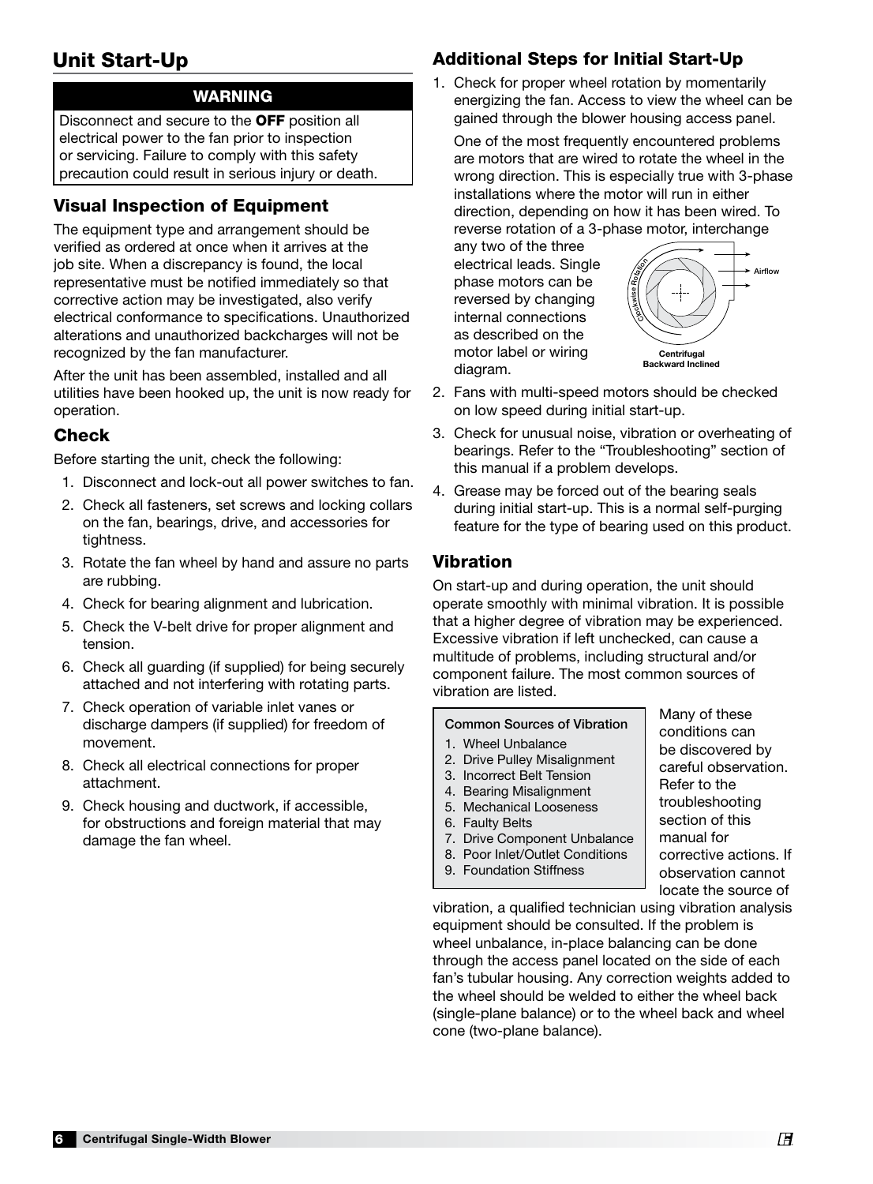## Unit Start-Up

### WARNING

Disconnect and secure to the **OFF** position all electrical power to the fan prior to inspection or servicing. Failure to comply with this safety precaution could result in serious injury or death.

### Visual Inspection of Equipment

The equipment type and arrangement should be verified as ordered at once when it arrives at the job site. When a discrepancy is found, the local representative must be notified immediately so that corrective action may be investigated, also verify electrical conformance to specifications. Unauthorized alterations and unauthorized backcharges will not be recognized by the fan manufacturer.

After the unit has been assembled, installed and all utilities have been hooked up, the unit is now ready for operation.

### Check

Before starting the unit, check the following:

1. Disconnect and lock-out all power switches to fan.
2. Check all fasteners, set screws and locking collars on the fan, bearings, drive, and accessories for tightness.
3. Rotate the fan wheel by hand and assure no parts are rubbing.
4. Check for bearing alignment and lubrication.
5. Check the V-belt drive for proper alignment and tension.
6. Check all guarding (if supplied) for being securely attached and not interfering with rotating parts.
7. Check operation of variable inlet vanes or discharge dampers (if supplied) for freedom of movement.
8. Check all electrical connections for proper attachment.
9. Check housing and ductwork, if accessible, for obstructions and foreign material that may damage the fan wheel.

### Additional Steps for Initial Start-Up

1. Check for proper wheel rotation by momentarily energizing the fan. Access to view the wheel can be gained through the blower housing access panel.

   One of the most frequently encountered problems are motors that are wired to rotate the wheel in the wrong direction. This is especially true with 3-phase installations where the motor will run in either direction, depending on how it has been wired. To reverse rotation of a 3-phase motor, interchange any two of the three electrical leads. Single phase motors can be reversed by changing internal connections as described on the motor label or wiring diagram.

   Clockwise Rotation — Airflow — Centrifugal Backward Inclined

2. Fans with multi-speed motors should be checked on low speed during initial start-up.
3. Check for unusual noise, vibration or overheating of bearings. Refer to the "Troubleshooting" section of this manual if a problem develops.
4. Grease may be forced out of the bearing seals during initial start-up. This is a normal self-purging feature for the type of bearing used on this product.

### Vibration

On start-up and during operation, the unit should operate smoothly with minimal vibration. It is possible that a higher degree of vibration may be experienced. Excessive vibration if left unchecked, can cause a multitude of problems, including structural and/or component failure. The most common sources of vibration are listed.

**Common Sources of Vibration**

1. Wheel Unbalance
2. Drive Pulley Misalignment
3. Incorrect Belt Tension
4. Bearing Misalignment
5. Mechanical Looseness
6. Faulty Belts
7. Drive Component Unbalance
8. Poor Inlet/Outlet Conditions
9. Foundation Stiffness

Many of these conditions can be discovered by careful observation. Refer to the troubleshooting section of this manual for corrective actions. If observation cannot locate the source of vibration, a qualified technician using vibration analysis equipment should be consulted. If the problem is wheel unbalance, in-place balancing can be done through the access panel located on the side of each fan's tubular housing. Any correction weights added to the wheel should be welded to either the wheel back (single-plane balance) or to the wheel back and wheel cone (two-plane balance).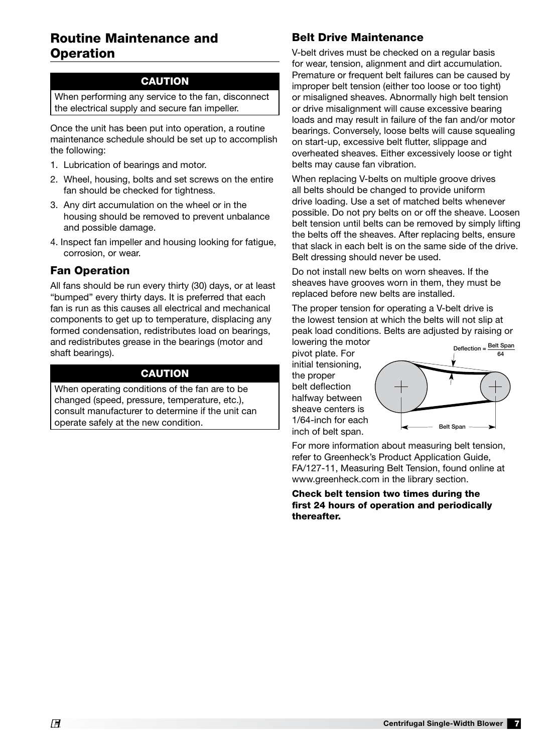## Routine Maintenance and Operation

**CAUTION**

When performing any service to the fan, disconnect the electrical supply and secure fan impeller.

Once the unit has been put into operation, a routine maintenance schedule should be set up to accomplish the following:

1. Lubrication of bearings and motor.
2. Wheel, housing, bolts and set screws on the entire fan should be checked for tightness.
3. Any dirt accumulation on the wheel or in the housing should be removed to prevent unbalance and possible damage.
4. Inspect fan impeller and housing looking for fatigue, corrosion, or wear.

### Fan Operation

All fans should be run every thirty (30) days, or at least "bumped" every thirty days. It is preferred that each fan is run as this causes all electrical and mechanical components to get up to temperature, displacing any formed condensation, redistributes load on bearings, and redistributes grease in the bearings (motor and shaft bearings).

**CAUTION**

When operating conditions of the fan are to be changed (speed, pressure, temperature, etc.), consult manufacturer to determine if the unit can operate safely at the new condition.

### Belt Drive Maintenance

V-belt drives must be checked on a regular basis for wear, tension, alignment and dirt accumulation. Premature or frequent belt failures can be caused by improper belt tension (either too loose or too tight) or misaligned sheaves. Abnormally high belt tension or drive misalignment will cause excessive bearing loads and may result in failure of the fan and/or motor bearings. Conversely, loose belts will cause squealing on start-up, excessive belt flutter, slippage and overheated sheaves. Either excessively loose or tight belts may cause fan vibration.

When replacing V-belts on multiple groove drives all belts should be changed to provide uniform drive loading. Use a set of matched belts whenever possible. Do not pry belts on or off the sheave. Loosen belt tension until belts can be removed by simply lifting the belts off the sheaves. After replacing belts, ensure that slack in each belt is on the same side of the drive. Belt dressing should never be used.

Do not install new belts on worn sheaves. If the sheaves have grooves worn in them, they must be replaced before new belts are installed.

The proper tension for operating a V-belt drive is the lowest tension at which the belts will not slip at peak load conditions. Belts are adjusted by raising or lowering the motor pivot plate. For initial tensioning, the proper belt deflection halfway between sheave centers is 1/64-inch for each inch of belt span.

$$\text{Deflection} = \frac{\text{Belt Span}}{64}$$

Belt Span

For more information about measuring belt tension, refer to Greenheck's Product Application Guide, FA/127-11, Measuring Belt Tension, found online at www.greenheck.com in the library section.

**Check belt tension two times during the first 24 hours of operation and periodically thereafter.**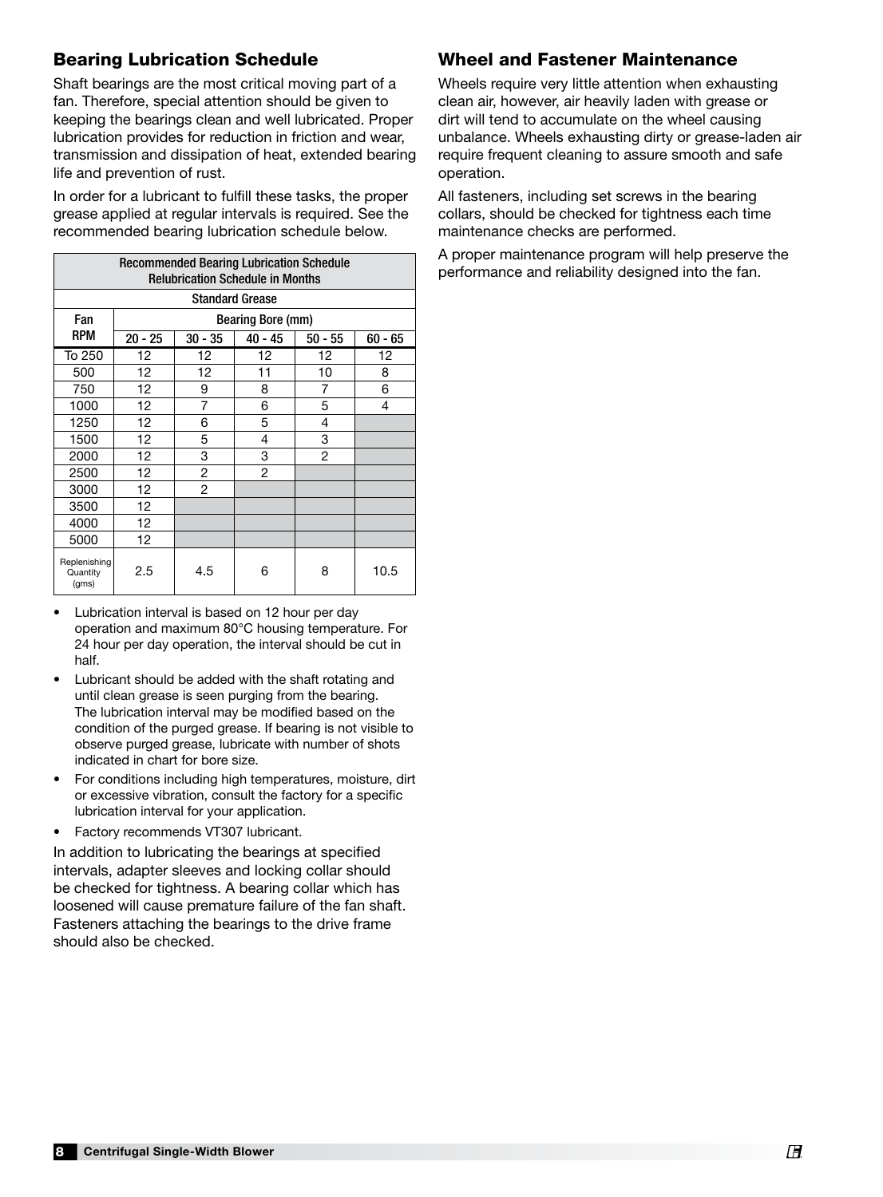## Bearing Lubrication Schedule

Shaft bearings are the most critical moving part of a fan. Therefore, special attention should be given to keeping the bearings clean and well lubricated. Proper lubrication provides for reduction in friction and wear, transmission and dissipation of heat, extended bearing life and prevention of rust.

In order for a lubricant to fulfill these tasks, the proper grease applied at regular intervals is required. See the recommended bearing lubrication schedule below.

| Recommended Bearing Lubrication Schedule Relubrication Schedule in Months | | | | | |
|---|---|---|---|---|---|
| Standard Grease | | | | | |
| Fan RPM | Bearing Bore (mm) | | | | |
| | 20 - 25 | 30 - 35 | 40 - 45 | 50 - 55 | 60 - 65 |
| To 250 | 12 | 12 | 12 | 12 | 12 |
| 500 | 12 | 12 | 11 | 10 | 8 |
| 750 | 12 | 9 | 8 | 7 | 6 |
| 1000 | 12 | 7 | 6 | 5 | 4 |
| 1250 | 12 | 6 | 5 | 4 | |
| 1500 | 12 | 5 | 4 | 3 | |
| 2000 | 12 | 3 | 3 | 2 | |
| 2500 | 12 | 2 | 2 | | |
| 3000 | 12 | 2 | | | |
| 3500 | 12 | | | | |
| 4000 | 12 | | | | |
| 5000 | 12 | | | | |
| Replenishing Quantity (gms) | 2.5 | 4.5 | 6 | 8 | 10.5 |

- Lubrication interval is based on 12 hour per day operation and maximum 80°C housing temperature. For 24 hour per day operation, the interval should be cut in half.
- Lubricant should be added with the shaft rotating and until clean grease is seen purging from the bearing. The lubrication interval may be modified based on the condition of the purged grease. If bearing is not visible to observe purged grease, lubricate with number of shots indicated in chart for bore size.
- For conditions including high temperatures, moisture, dirt or excessive vibration, consult the factory for a specific lubrication interval for your application.
- Factory recommends VT307 lubricant.

In addition to lubricating the bearings at specified intervals, adapter sleeves and locking collar should be checked for tightness. A bearing collar which has loosened will cause premature failure of the fan shaft. Fasteners attaching the bearings to the drive frame should also be checked.

## Wheel and Fastener Maintenance

Wheels require very little attention when exhausting clean air, however, air heavily laden with grease or dirt will tend to accumulate on the wheel causing unbalance. Wheels exhausting dirty or grease-laden air require frequent cleaning to assure smooth and safe operation.

All fasteners, including set screws in the bearing collars, should be checked for tightness each time maintenance checks are performed.

A proper maintenance program will help preserve the performance and reliability designed into the fan.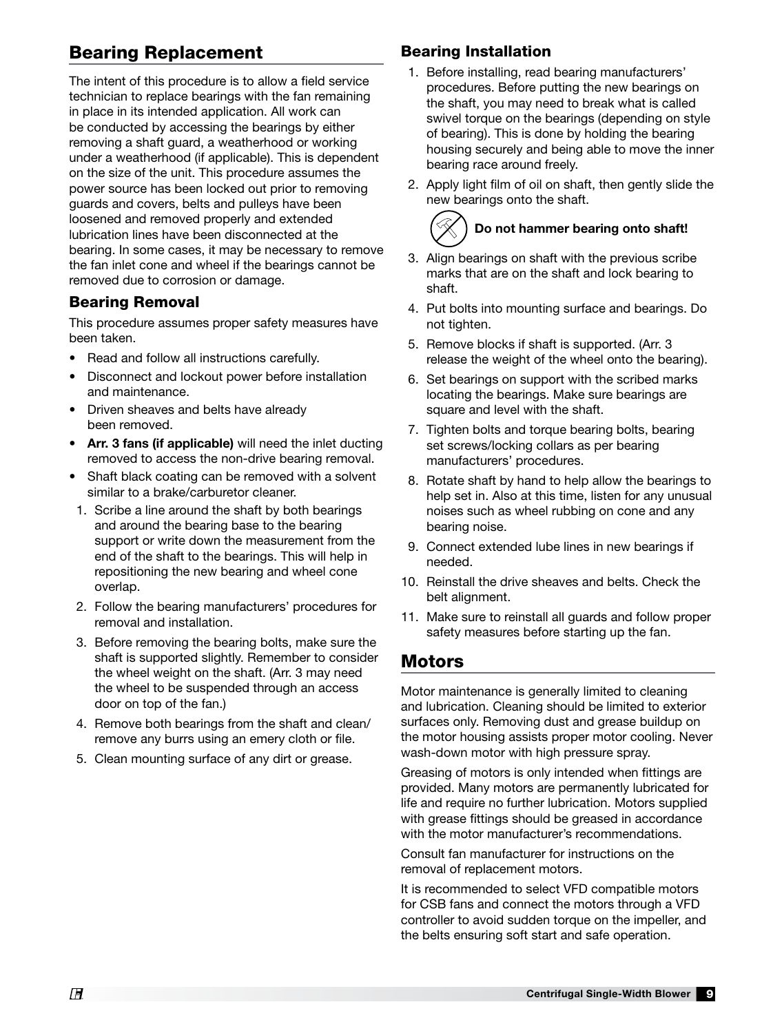## Bearing Replacement

The intent of this procedure is to allow a field service technician to replace bearings with the fan remaining in place in its intended application. All work can be conducted by accessing the bearings by either removing a shaft guard, a weatherhood or working under a weatherhood (if applicable). This is dependent on the size of the unit. This procedure assumes the power source has been locked out prior to removing guards and covers, belts and pulleys have been loosened and removed properly and extended lubrication lines have been disconnected at the bearing. In some cases, it may be necessary to remove the fan inlet cone and wheel if the bearings cannot be removed due to corrosion or damage.

### Bearing Removal

This procedure assumes proper safety measures have been taken.

- Read and follow all instructions carefully.
- Disconnect and lockout power before installation and maintenance.
- Driven sheaves and belts have already been removed.
- **Arr. 3 fans (if applicable)** will need the inlet ducting removed to access the non-drive bearing removal.
- Shaft black coating can be removed with a solvent similar to a brake/carburetor cleaner.

1. Scribe a line around the shaft by both bearings and around the bearing base to the bearing support or write down the measurement from the end of the shaft to the bearings. This will help in repositioning the new bearing and wheel cone overlap.
2. Follow the bearing manufacturers' procedures for removal and installation.
3. Before removing the bearing bolts, make sure the shaft is supported slightly. Remember to consider the wheel weight on the shaft. (Arr. 3 may need the wheel to be suspended through an access door on top of the fan.)
4. Remove both bearings from the shaft and clean/remove any burrs using an emery cloth or file.
5. Clean mounting surface of any dirt or grease.

### Bearing Installation

1. Before installing, read bearing manufacturers' procedures. Before putting the new bearings on the shaft, you may need to break what is called swivel torque on the bearings (depending on style of bearing). This is done by holding the bearing housing securely and being able to move the inner bearing race around freely.
2. Apply light film of oil on shaft, then gently slide the new bearings onto the shaft.

**Do not hammer bearing onto shaft!**

3. Align bearings on shaft with the previous scribe marks that are on the shaft and lock bearing to shaft.
4. Put bolts into mounting surface and bearings. Do not tighten.
5. Remove blocks if shaft is supported. (Arr. 3 release the weight of the wheel onto the bearing).
6. Set bearings on support with the scribed marks locating the bearings. Make sure bearings are square and level with the shaft.
7. Tighten bolts and torque bearing bolts, bearing set screws/locking collars as per bearing manufacturers' procedures.
8. Rotate shaft by hand to help allow the bearings to help set in. Also at this time, listen for any unusual noises such as wheel rubbing on cone and any bearing noise.
9. Connect extended lube lines in new bearings if needed.
10. Reinstall the drive sheaves and belts. Check the belt alignment.
11. Make sure to reinstall all guards and follow proper safety measures before starting up the fan.

## Motors

Motor maintenance is generally limited to cleaning and lubrication. Cleaning should be limited to exterior surfaces only. Removing dust and grease buildup on the motor housing assists proper motor cooling. Never wash-down motor with high pressure spray.

Greasing of motors is only intended when fittings are provided. Many motors are permanently lubricated for life and require no further lubrication. Motors supplied with grease fittings should be greased in accordance with the motor manufacturer's recommendations.

Consult fan manufacturer for instructions on the removal of replacement motors.

It is recommended to select VFD compatible motors for CSB fans and connect the motors through a VFD controller to avoid sudden torque on the impeller, and the belts ensuring soft start and safe operation.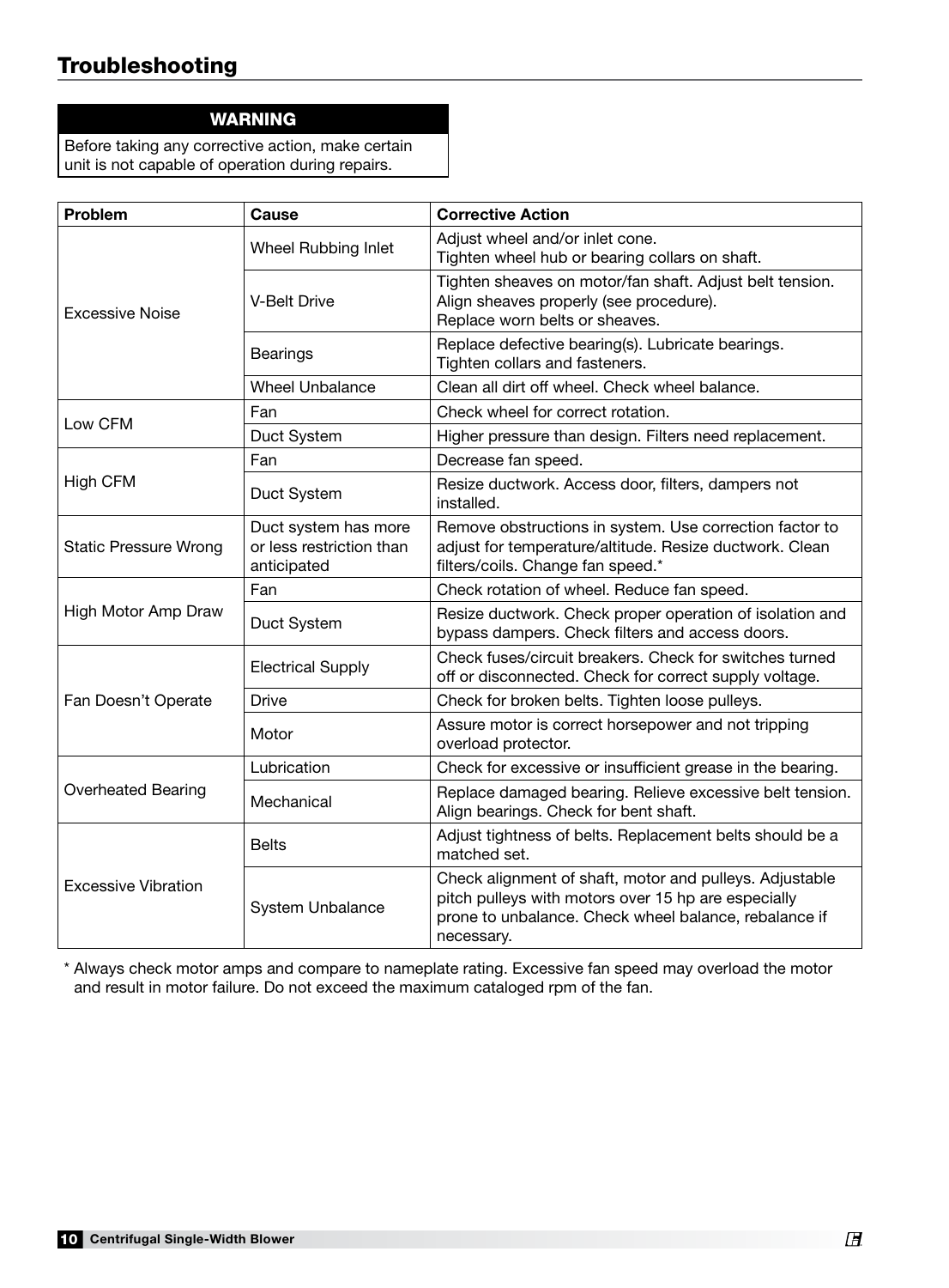# Troubleshooting

**WARNING**

Before taking any corrective action, make certain unit is not capable of operation during repairs.

| Problem | Cause | Corrective Action |
|---|---|---|
| Excessive Noise | Wheel Rubbing Inlet | Adjust wheel and/or inlet cone. Tighten wheel hub or bearing collars on shaft. |
| | V-Belt Drive | Tighten sheaves on motor/fan shaft. Adjust belt tension. Align sheaves properly (see procedure). Replace worn belts or sheaves. |
| | Bearings | Replace defective bearing(s). Lubricate bearings. Tighten collars and fasteners. |
| | Wheel Unbalance | Clean all dirt off wheel. Check wheel balance. |
| Low CFM | Fan | Check wheel for correct rotation. |
| | Duct System | Higher pressure than design. Filters need replacement. |
| High CFM | Fan | Decrease fan speed. |
| | Duct System | Resize ductwork. Access door, filters, dampers not installed. |
| Static Pressure Wrong | Duct system has more or less restriction than anticipated | Remove obstructions in system. Use correction factor to adjust for temperature/altitude. Resize ductwork. Clean filters/coils. Change fan speed.* |
| High Motor Amp Draw | Fan | Check rotation of wheel. Reduce fan speed. |
| | Duct System | Resize ductwork. Check proper operation of isolation and bypass dampers. Check filters and access doors. |
| Fan Doesn't Operate | Electrical Supply | Check fuses/circuit breakers. Check for switches turned off or disconnected. Check for correct supply voltage. |
| | Drive | Check for broken belts. Tighten loose pulleys. |
| | Motor | Assure motor is correct horsepower and not tripping overload protector. |
| Overheated Bearing | Lubrication | Check for excessive or insufficient grease in the bearing. |
| | Mechanical | Replace damaged bearing. Relieve excessive belt tension. Align bearings. Check for bent shaft. |
| Excessive Vibration | Belts | Adjust tightness of belts. Replacement belts should be a matched set. |
| | System Unbalance | Check alignment of shaft, motor and pulleys. Adjustable pitch pulleys with motors over 15 hp are especially prone to unbalance. Check wheel balance, rebalance if necessary. |

\* Always check motor amps and compare to nameplate rating. Excessive fan speed may overload the motor and result in motor failure. Do not exceed the maximum cataloged rpm of the fan.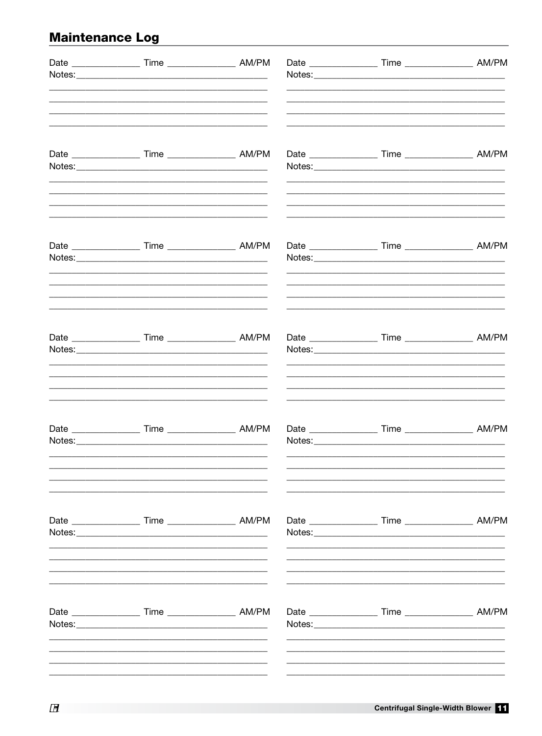## Maintenance Log

Date ______________ Time ______________ AM/PM
Notes:________________________________________
______________________________________________
______________________________________________
______________________________________________
______________________________________________

Date ______________ Time ______________ AM/PM
Notes:________________________________________
______________________________________________
______________________________________________
______________________________________________
______________________________________________

Date ______________ Time ______________ AM/PM
Notes:________________________________________
______________________________________________
______________________________________________
______________________________________________
______________________________________________

Date ______________ Time ______________ AM/PM
Notes:________________________________________
______________________________________________
______________________________________________
______________________________________________
______________________________________________

Date ______________ Time ______________ AM/PM
Notes:________________________________________
______________________________________________
______________________________________________
______________________________________________
______________________________________________

Date ______________ Time ______________ AM/PM
Notes:________________________________________
______________________________________________
______________________________________________
______________________________________________
______________________________________________

Date ______________ Time ______________ AM/PM
Notes:________________________________________
______________________________________________
______________________________________________
______________________________________________
______________________________________________

Date ______________ Time ______________ AM/PM
Notes:________________________________________
______________________________________________
______________________________________________
______________________________________________
______________________________________________

Date ______________ Time ______________ AM/PM
Notes:________________________________________
______________________________________________
______________________________________________
______________________________________________
______________________________________________

Date ______________ Time ______________ AM/PM
Notes:________________________________________
______________________________________________
______________________________________________
______________________________________________
______________________________________________

Date ______________ Time ______________ AM/PM
Notes:________________________________________
______________________________________________
______________________________________________
______________________________________________
______________________________________________

Date ______________ Time ______________ AM/PM
Notes:________________________________________
______________________________________________
______________________________________________
______________________________________________
______________________________________________

Date ______________ Time ______________ AM/PM
Notes:________________________________________
______________________________________________
______________________________________________
______________________________________________
______________________________________________

Date ______________ Time ______________ AM/PM
Notes:________________________________________
______________________________________________
______________________________________________
______________________________________________
______________________________________________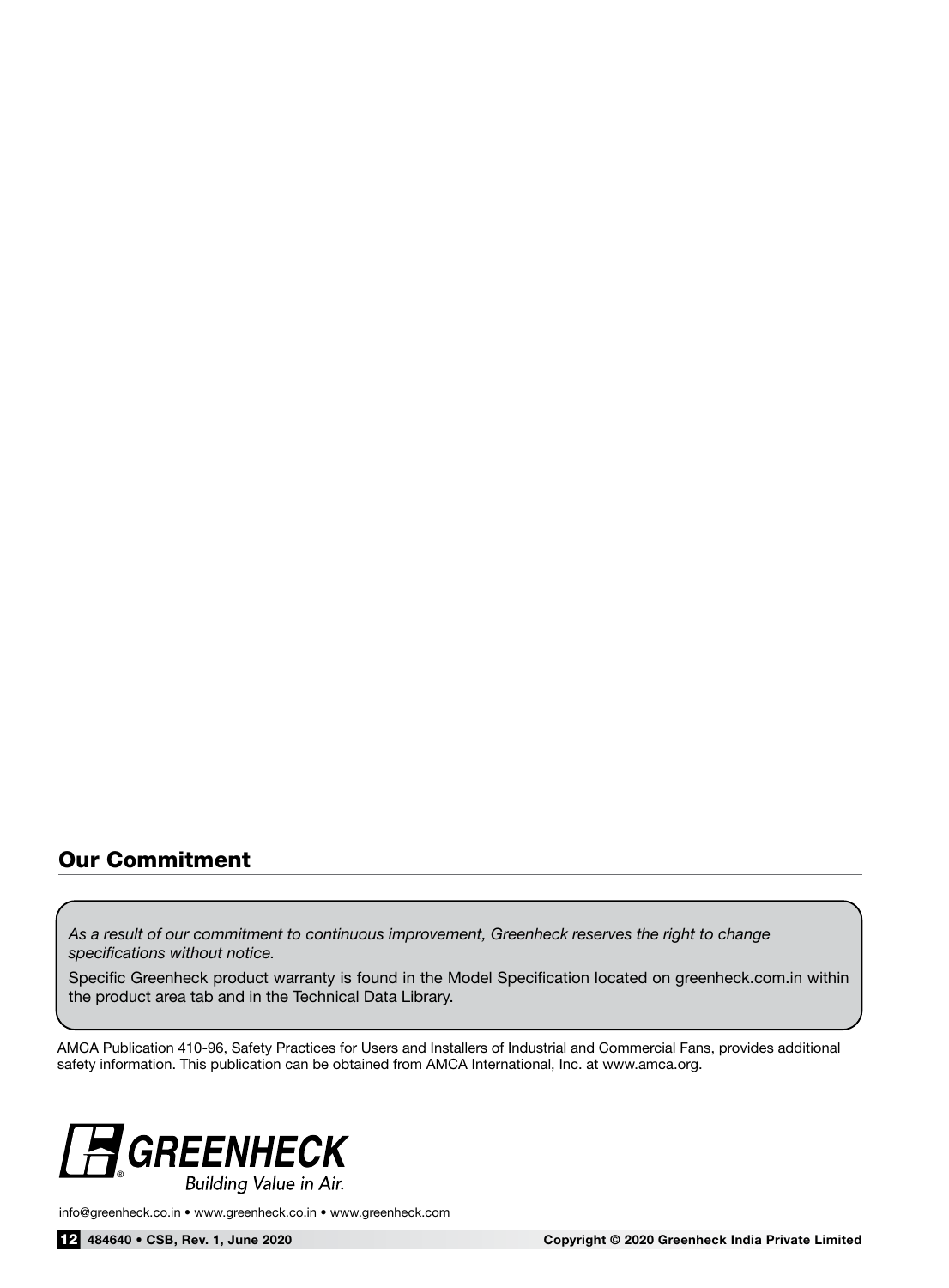## Our Commitment

*As a result of our commitment to continuous improvement, Greenheck reserves the right to change specifications without notice.*

Specific Greenheck product warranty is found in the Model Specification located on greenheck.com.in within the product area tab and in the Technical Data Library.

AMCA Publication 410-96, Safety Practices for Users and Installers of Industrial and Commercial Fans, provides additional safety information. This publication can be obtained from AMCA International, Inc. at www.amca.org.

GREENHECK
Building Value in Air.

info@greenheck.co.in • www.greenheck.co.in • www.greenheck.com

484640 • CSB, Rev. 1, June 2020

Copyright © 2020 Greenheck India Private Limited